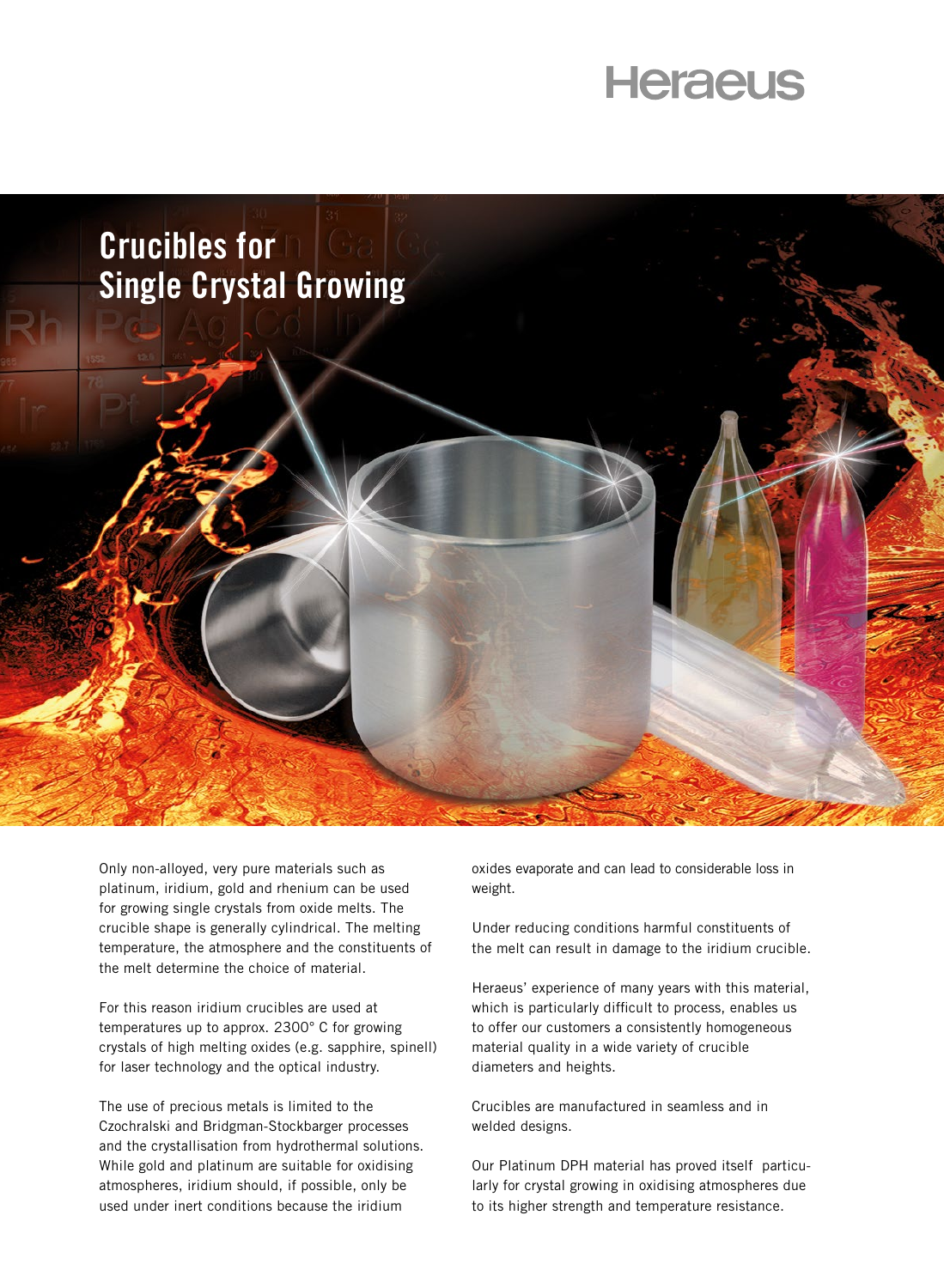Heraeus

# Crucibles for Single Crystal Growing

Only non-alloyed, very pure materials such as platinum, iridium, gold and rhenium can be used for growing single crystals from oxide melts. The crucible shape is generally cylindrical. The melting temperature, the atmosphere and the constituents of the melt determine the choice of material.

For this reason iridium crucibles are used at temperatures up to approx. 2300° C for growing crystals of high melting oxides (e.g. sapphire, spinell) for laser technology and the optical industry.

The use of precious metals is limited to the Czochralski and Bridgman-Stockbarger processes and the crystallisation from hydrothermal solutions. While gold and platinum are suitable for oxidising atmospheres, iridium should, if possible, only be used under inert conditions because the iridium oxides evaporate and can lead to considerable loss in weight.

Under reducing conditions harmful constituents of the melt can result in damage to the iridium crucible.

Heraeus' experience of many years with this material, which is particularly difficult to process, enables us to offer our customers a consistently homogeneous material quality in a wide variety of crucible diameters and heights.

Crucibles are manufactured in seamless and in welded designs.

Our Platinum DPH material has proved itself particularly for crystal growing in oxidising atmospheres due to its higher strength and temperature resistance.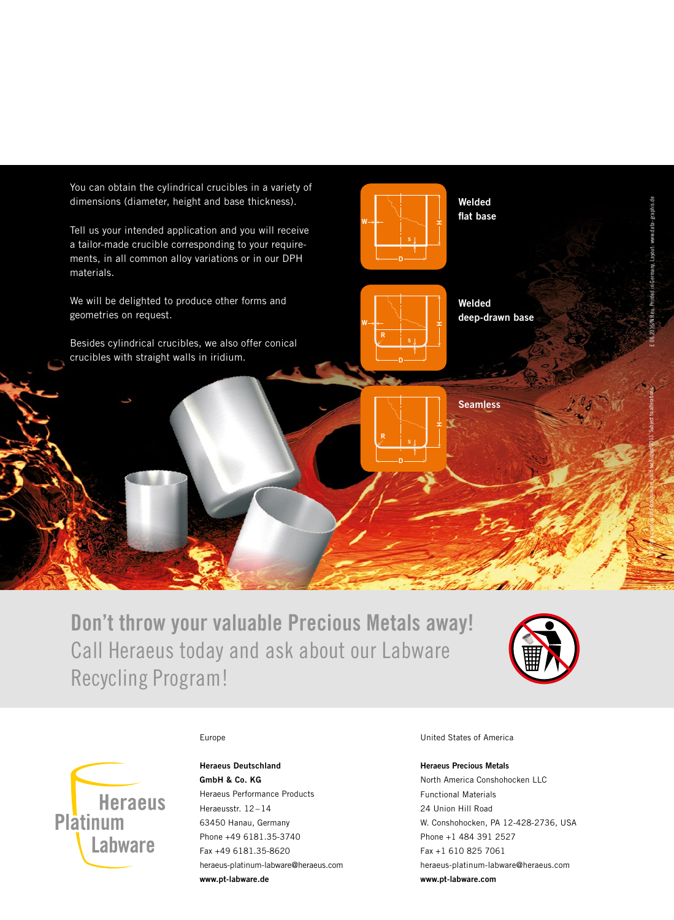You can obtain the cylindrical crucibles in a variety of dimensions (diameter, height and base thickness).

Tell us your intended application and you will receive a tailor-made crucible corresponding to your requirements, in all common alloy variations or in our DPH materials.

We will be delighted to produce other forms and geometries on request.

Besides cylindrical crucibles, we also offer conical crucibles with straight walls in iridium.

**Welded flat base**

**Welded deep-drawn base**

**Seamless**

## Don't throw your valuable Precious Metals away!

Call Heraeus today and ask about our Labware Recycling Program!

Heraeus Platinum Labware

Europe

**Heraeus Deutschland GmbH & Co. KG**
Heraeus Performance Products
Heraeusstr. 12 – 14
63450 Hanau, Germany
Phone +49 6181.35-3740
Fax +49 6181.35-8620
heraeus-platinum-labware@heraeus.com
**www.pt-labware.de**

United States of America

**Heraeus Precious Metals**
North America Conshohocken LLC
Functional Materials
24 Union Hill Road
W. Conshohocken, PA 12-428-2736, USA
Phone +1 484 391 2527
Fax +1 610 825 7061
heraeus-platinum-labware@heraeus.com
**www.pt-labware.com**